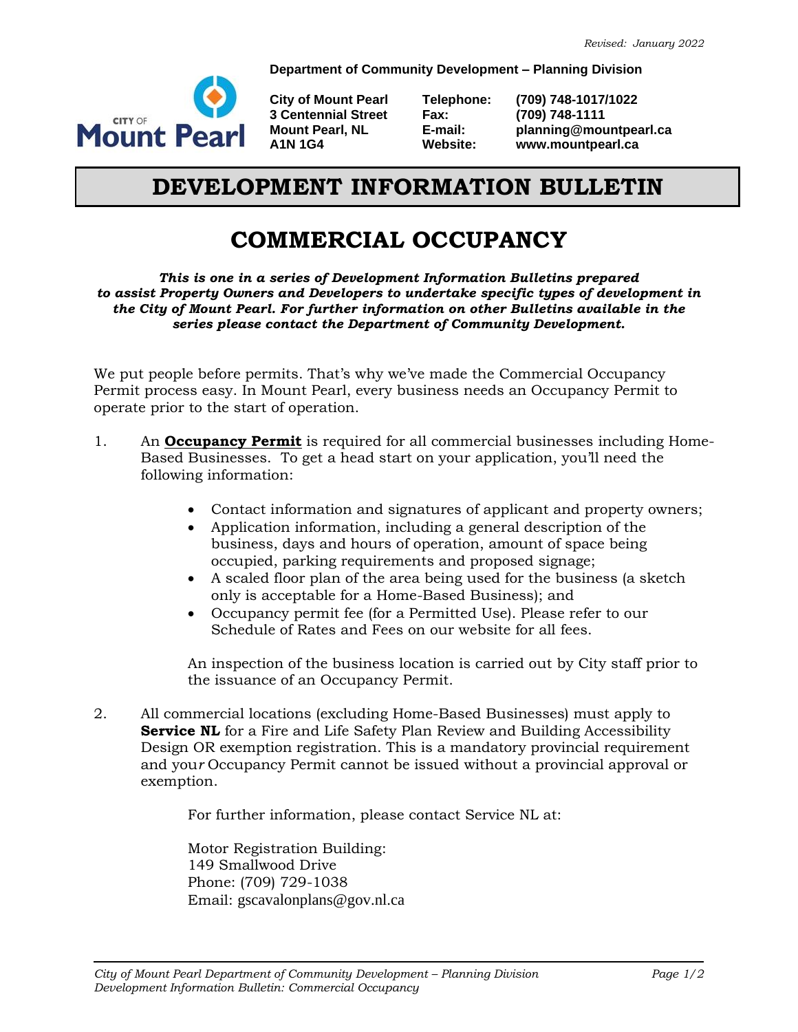*Revised: January 2022*

**Department of Community Development – Planning Division**

| | | |
|---|---|---|
| **City of Mount Pearl** | **Telephone:** | **(709) 748-1017/1022** |
| **3 Centennial Street** | **Fax:** | **(709) 748-1111** |
| **Mount Pearl, NL** | **E-mail:** | **planning@mountpearl.ca** |
| **A1N 1G4** | **Website:** | **www.mountpearl.ca** |

# DEVELOPMENT INFORMATION BULLETIN

## COMMERCIAL OCCUPANCY

***This is one in a series of Development Information Bulletins prepared to assist Property Owners and Developers to undertake specific types of development in the City of Mount Pearl. For further information on other Bulletins available in the series please contact the Department of Community Development.***

We put people before permits. That's why we've made the Commercial Occupancy Permit process easy. In Mount Pearl, every business needs an Occupancy Permit to operate prior to the start of operation.

1. An **Occupancy Permit** is required for all commercial businesses including Home-Based Businesses. To get a head start on your application, you'll need the following information:

   - Contact information and signatures of applicant and property owners;
   - Application information, including a general description of the business, days and hours of operation, amount of space being occupied, parking requirements and proposed signage;
   - A scaled floor plan of the area being used for the business (a sketch only is acceptable for a Home-Based Business); and
   - Occupancy permit fee (for a Permitted Use). Please refer to our Schedule of Rates and Fees on our website for all fees.

   An inspection of the business location is carried out by City staff prior to the issuance of an Occupancy Permit.

2. All commercial locations (excluding Home-Based Businesses) must apply to **Service NL** for a Fire and Life Safety Plan Review and Building Accessibility Design OR exemption registration. This is a mandatory provincial requirement and your Occupancy Permit cannot be issued without a provincial approval or exemption.

   For further information, please contact Service NL at:

   Motor Registration Building:
   149 Smallwood Drive
   Phone: (709) 729-1038
   Email: gscavalonplans@gov.nl.ca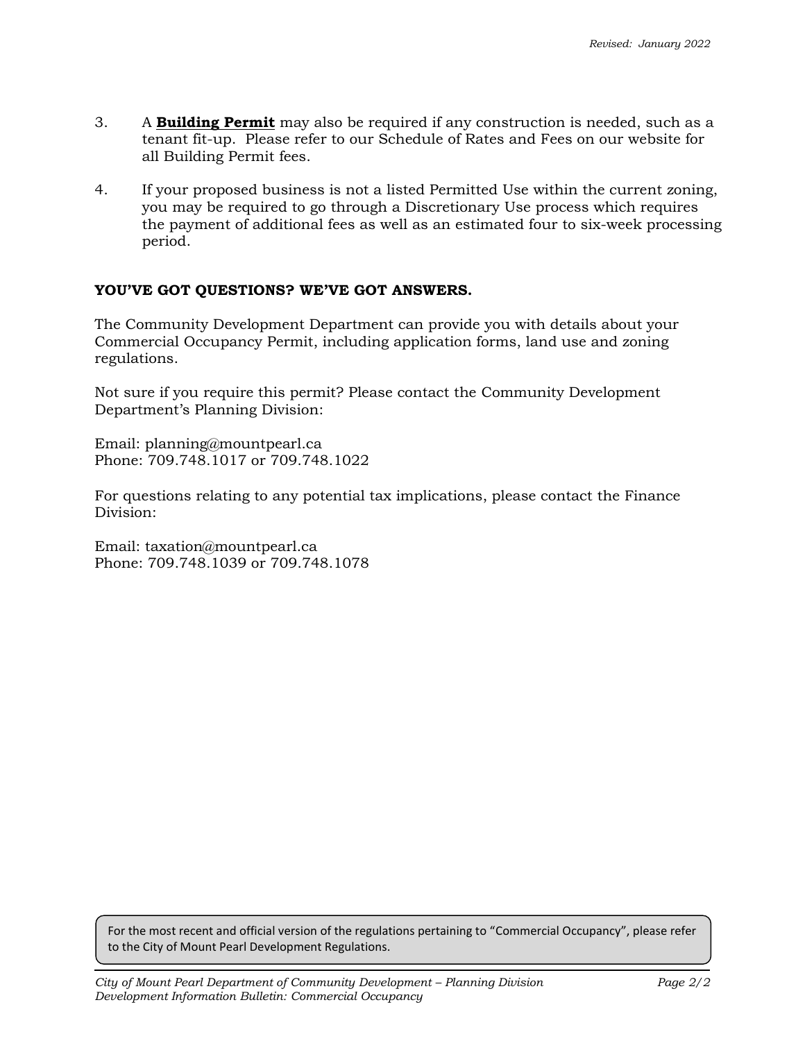3. A **Building Permit** may also be required if any construction is needed, such as a tenant fit-up. Please refer to our Schedule of Rates and Fees on our website for all Building Permit fees.

4. If your proposed business is not a listed Permitted Use within the current zoning, you may be required to go through a Discretionary Use process which requires the payment of additional fees as well as an estimated four to six-week processing period.

**YOU'VE GOT QUESTIONS? WE'VE GOT ANSWERS.**

The Community Development Department can provide you with details about your Commercial Occupancy Permit, including application forms, land use and zoning regulations.

Not sure if you require this permit? Please contact the Community Development Department's Planning Division:

Email: planning@mountpearl.ca
Phone: 709.748.1017 or 709.748.1022

For questions relating to any potential tax implications, please contact the Finance Division:

Email: taxation@mountpearl.ca
Phone: 709.748.1039 or 709.748.1078

> For the most recent and official version of the regulations pertaining to "Commercial Occupancy", please refer to the City of Mount Pearl Development Regulations.